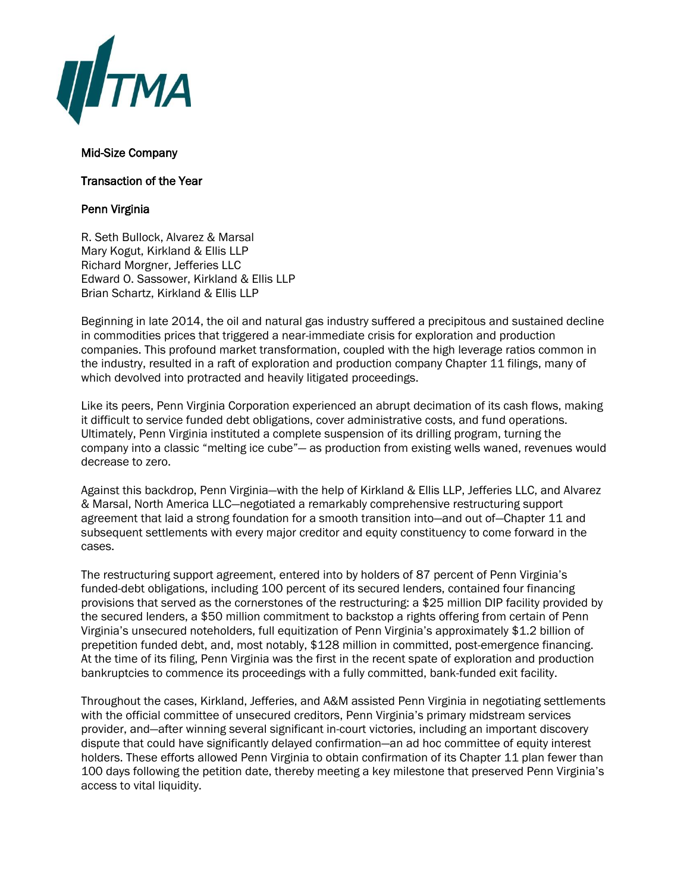TMA

Mid-Size Company

Transaction of the Year

Penn Virginia

R. Seth Bullock, Alvarez & Marsal
Mary Kogut, Kirkland & Ellis LLP
Richard Morgner, Jefferies LLC
Edward O. Sassower, Kirkland & Ellis LLP
Brian Schartz, Kirkland & Ellis LLP

Beginning in late 2014, the oil and natural gas industry suffered a precipitous and sustained decline in commodities prices that triggered a near-immediate crisis for exploration and production companies. This profound market transformation, coupled with the high leverage ratios common in the industry, resulted in a raft of exploration and production company Chapter 11 filings, many of which devolved into protracted and heavily litigated proceedings.

Like its peers, Penn Virginia Corporation experienced an abrupt decimation of its cash flows, making it difficult to service funded debt obligations, cover administrative costs, and fund operations. Ultimately, Penn Virginia instituted a complete suspension of its drilling program, turning the company into a classic "melting ice cube"— as production from existing wells waned, revenues would decrease to zero.

Against this backdrop, Penn Virginia—with the help of Kirkland & Ellis LLP, Jefferies LLC, and Alvarez & Marsal, North America LLC—negotiated a remarkably comprehensive restructuring support agreement that laid a strong foundation for a smooth transition into—and out of—Chapter 11 and subsequent settlements with every major creditor and equity constituency to come forward in the cases.

The restructuring support agreement, entered into by holders of 87 percent of Penn Virginia's funded-debt obligations, including 100 percent of its secured lenders, contained four financing provisions that served as the cornerstones of the restructuring: a $25 million DIP facility provided by the secured lenders, a $50 million commitment to backstop a rights offering from certain of Penn Virginia's unsecured noteholders, full equitization of Penn Virginia's approximately $1.2 billion of prepetition funded debt, and, most notably, $128 million in committed, post-emergence financing. At the time of its filing, Penn Virginia was the first in the recent spate of exploration and production bankruptcies to commence its proceedings with a fully committed, bank-funded exit facility.

Throughout the cases, Kirkland, Jefferies, and A&M assisted Penn Virginia in negotiating settlements with the official committee of unsecured creditors, Penn Virginia's primary midstream services provider, and—after winning several significant in-court victories, including an important discovery dispute that could have significantly delayed confirmation—an ad hoc committee of equity interest holders. These efforts allowed Penn Virginia to obtain confirmation of its Chapter 11 plan fewer than 100 days following the petition date, thereby meeting a key milestone that preserved Penn Virginia's access to vital liquidity.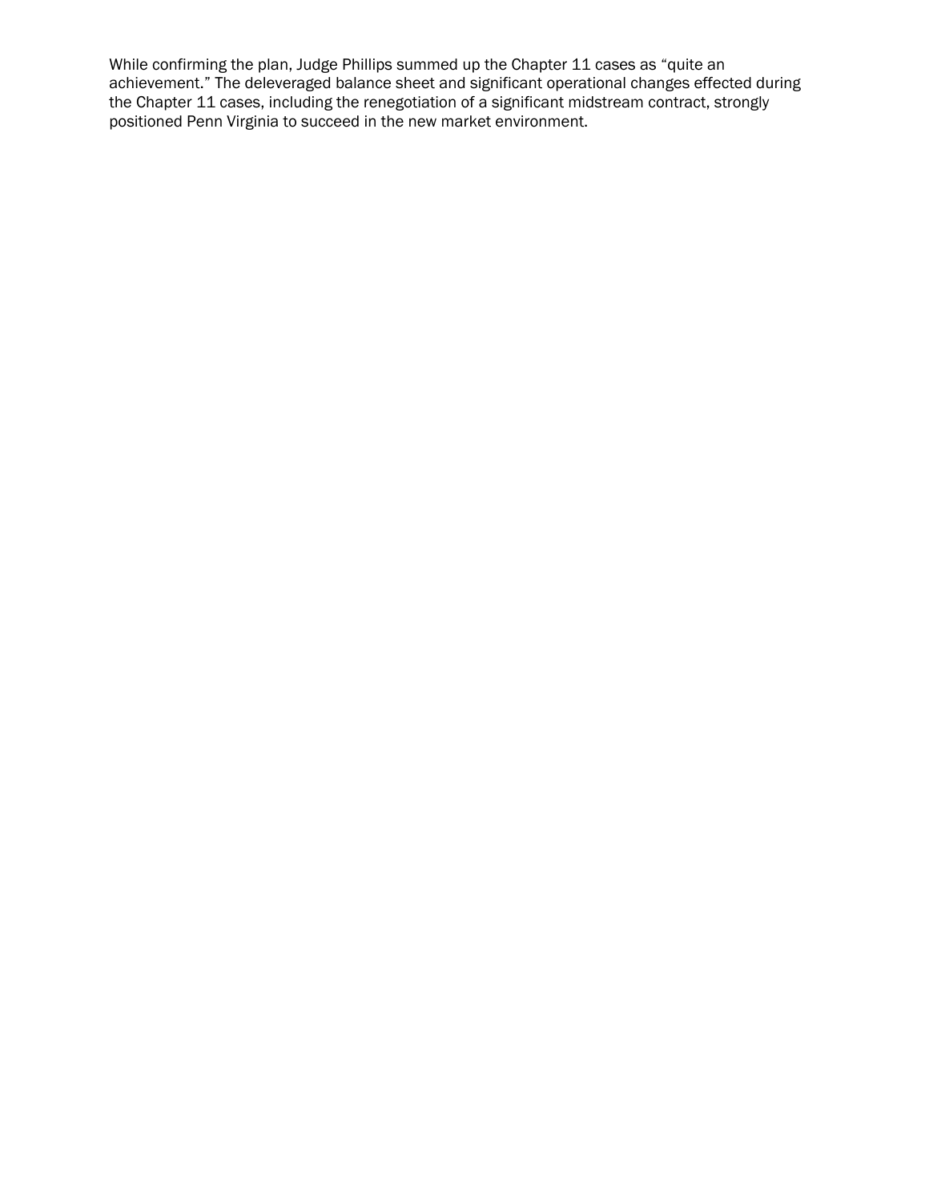While confirming the plan, Judge Phillips summed up the Chapter 11 cases as “quite an achievement.” The deleveraged balance sheet and significant operational changes effected during the Chapter 11 cases, including the renegotiation of a significant midstream contract, strongly positioned Penn Virginia to succeed in the new market environment.